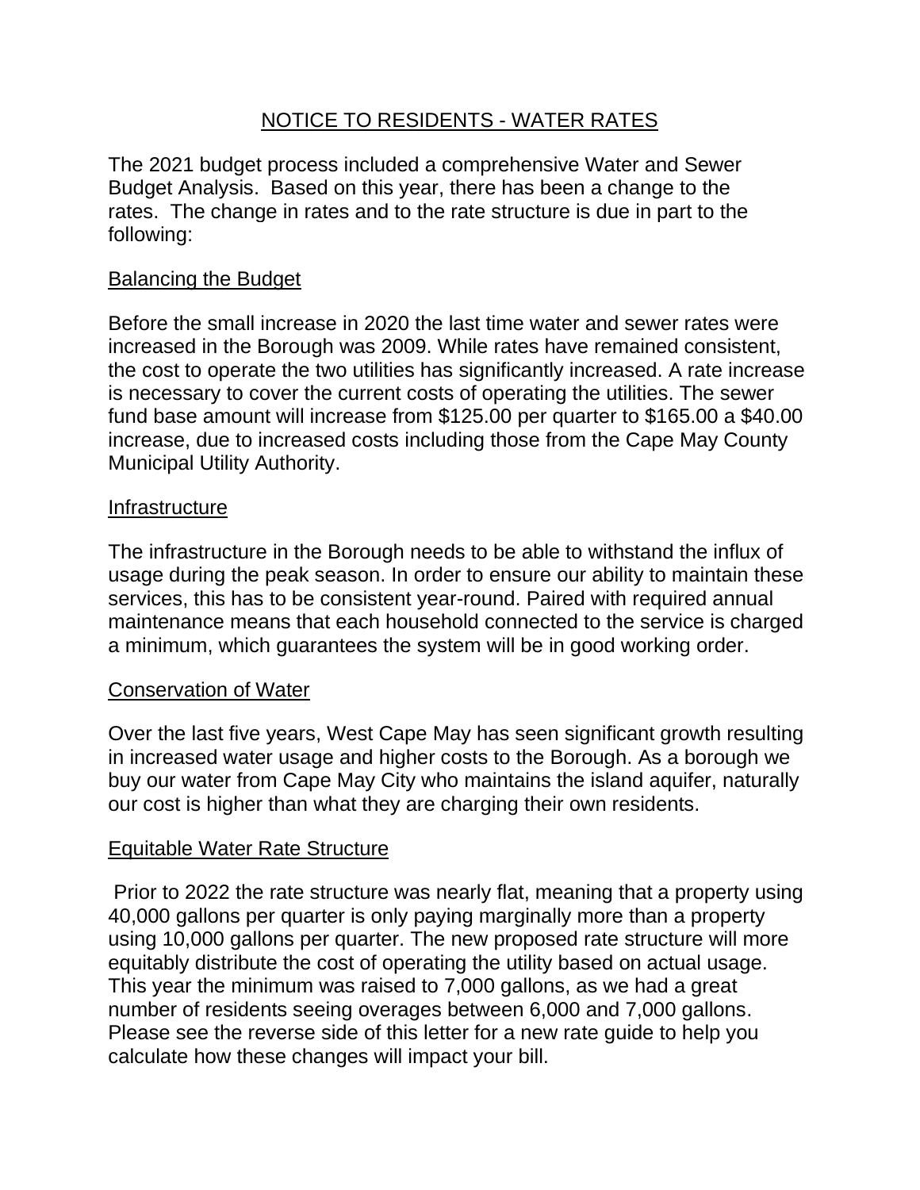# NOTICE TO RESIDENTS - WATER RATES

The 2021 budget process included a comprehensive Water and Sewer Budget Analysis. Based on this year, there has been a change to the rates. The change in rates and to the rate structure is due in part to the following:

## Balancing the Budget

Before the small increase in 2020 the last time water and sewer rates were increased in the Borough was 2009. While rates have remained consistent, the cost to operate the two utilities has significantly increased. A rate increase is necessary to cover the current costs of operating the utilities. The sewer fund base amount will increase from $125.00 per quarter to $165.00 a $40.00 increase, due to increased costs including those from the Cape May County Municipal Utility Authority.

## Infrastructure

The infrastructure in the Borough needs to be able to withstand the influx of usage during the peak season. In order to ensure our ability to maintain these services, this has to be consistent year-round. Paired with required annual maintenance means that each household connected to the service is charged a minimum, which guarantees the system will be in good working order.

## Conservation of Water

Over the last five years, West Cape May has seen significant growth resulting in increased water usage and higher costs to the Borough. As a borough we buy our water from Cape May City who maintains the island aquifer, naturally our cost is higher than what they are charging their own residents.

## Equitable Water Rate Structure

Prior to 2022 the rate structure was nearly flat, meaning that a property using 40,000 gallons per quarter is only paying marginally more than a property using 10,000 gallons per quarter. The new proposed rate structure will more equitably distribute the cost of operating the utility based on actual usage. This year the minimum was raised to 7,000 gallons, as we had a great number of residents seeing overages between 6,000 and 7,000 gallons. Please see the reverse side of this letter for a new rate guide to help you calculate how these changes will impact your bill.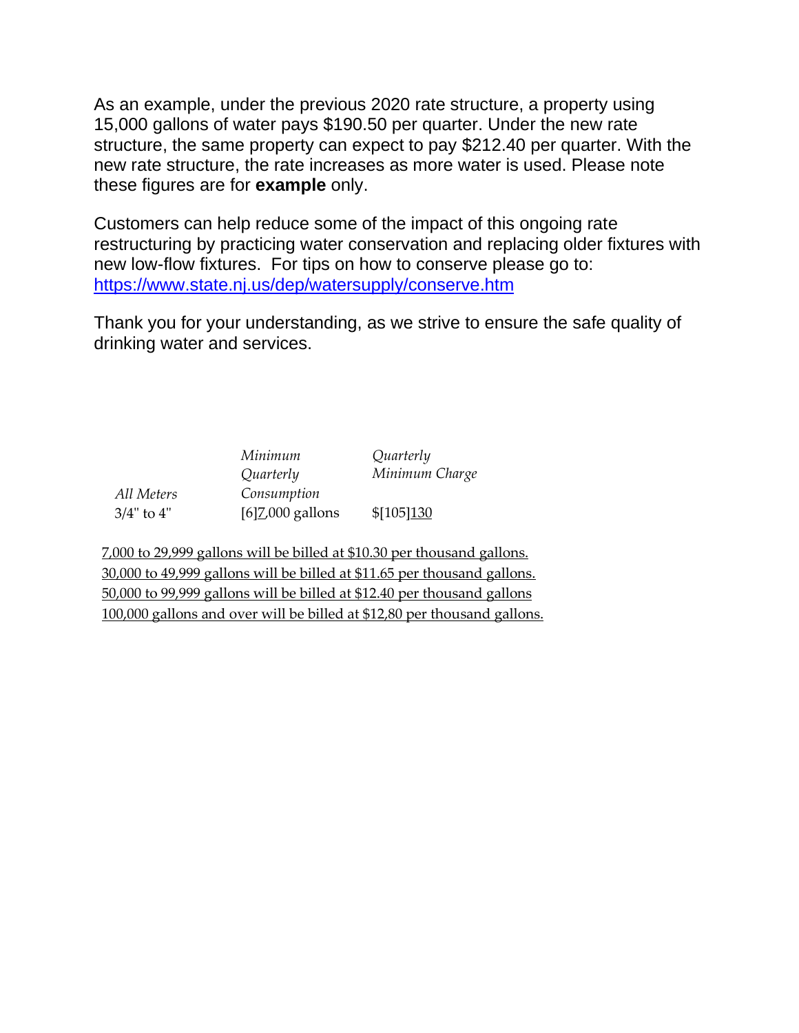As an example, under the previous 2020 rate structure, a property using 15,000 gallons of water pays $190.50 per quarter. Under the new rate structure, the same property can expect to pay $212.40 per quarter. With the new rate structure, the rate increases as more water is used. Please note these figures are for **example** only.

Customers can help reduce some of the impact of this ongoing rate restructuring by practicing water conservation and replacing older fixtures with new low-flow fixtures. For tips on how to conserve please go to: https://www.state.nj.us/dep/watersupply/conserve.htm

Thank you for your understanding, as we strive to ensure the safe quality of drinking water and services.

| *All Meters* | *Minimum Quarterly Consumption* | *Quarterly Minimum Charge* |
|---|---|---|
| 3/4" to 4" | [6]7,000 gallons | $[105]130 |

7,000 to 29,999 gallons will be billed at $10.30 per thousand gallons.
30,000 to 49,999 gallons will be billed at $11.65 per thousand gallons.
50,000 to 99,999 gallons will be billed at $12.40 per thousand gallons
100,000 gallons and over will be billed at $12,80 per thousand gallons.